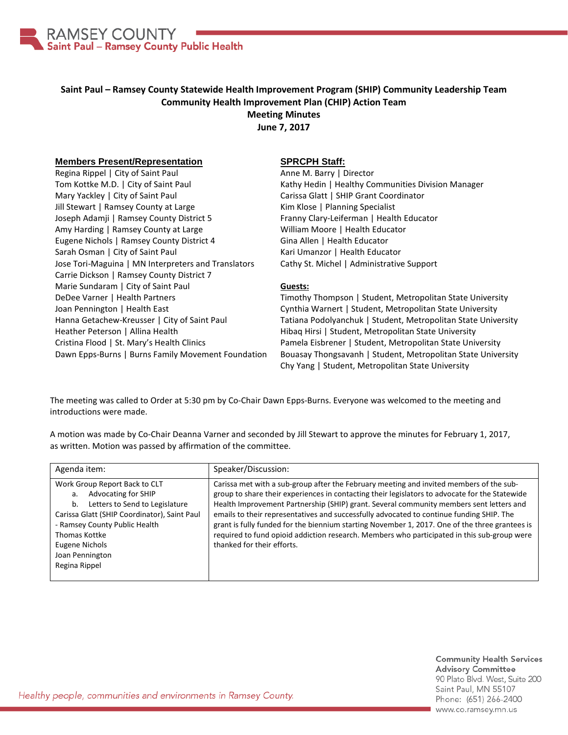RAMSEY COUNTY
Saint Paul – Ramsey County Public Health

**Saint Paul – Ramsey County Statewide Health Improvement Program (SHIP) Community Leadership Team**
**Community Health Improvement Plan (CHIP) Action Team**
**Meeting Minutes**
**June 7, 2017**

**Members Present/Representation**

Regina Rippel | City of Saint Paul
Tom Kottke M.D. | City of Saint Paul
Mary Yackley | City of Saint Paul
Jill Stewart | Ramsey County at Large
Joseph Adamji | Ramsey County District 5
Amy Harding | Ramsey County at Large
Eugene Nichols | Ramsey County District 4
Sarah Osman | City of Saint Paul
Jose Tori-Maguina | MN Interpreters and Translators
Carrie Dickson | Ramsey County District 7
Marie Sundaram | City of Saint Paul
DeDee Varner | Health Partners
Joan Pennington | Health East
Hanna Getachew-Kreusser | City of Saint Paul
Heather Peterson | Allina Health
Cristina Flood | St. Mary's Health Clinics
Dawn Epps-Burns | Burns Family Movement Foundation

**SPRCPH Staff:**

Anne M. Barry | Director
Kathy Hedin | Healthy Communities Division Manager
Carissa Glatt | SHIP Grant Coordinator
Kim Klose | Planning Specialist
Franny Clary-Leiferman | Health Educator
William Moore | Health Educator
Gina Allen | Health Educator
Kari Umanzor | Health Educator
Cathy St. Michel | Administrative Support

**Guests:**

Timothy Thompson | Student, Metropolitan State University
Cynthia Warnert | Student, Metropolitan State University
Tatiana Podolyanchuk | Student, Metropolitan State University
Hibaq Hirsi | Student, Metropolitan State University
Pamela Eisbrener | Student, Metropolitan State University
Bouasay Thongsavanh | Student, Metropolitan State University
Chy Yang | Student, Metropolitan State University

The meeting was called to Order at 5:30 pm by Co-Chair Dawn Epps-Burns. Everyone was welcomed to the meeting and introductions were made.

A motion was made by Co-Chair Deanna Varner and seconded by Jill Stewart to approve the minutes for February 1, 2017, as written. Motion was passed by affirmation of the committee.

| Agenda item: | Speaker/Discussion: |
|---|---|
| Work Group Report Back to CLT<br>a. Advocating for SHIP<br>b. Letters to Send to Legislature<br>Carissa Glatt (SHIP Coordinator), Saint Paul - Ramsey County Public Health<br>Thomas Kottke<br>Eugene Nichols<br>Joan Pennington<br>Regina Rippel | Carissa met with a sub-group after the February meeting and invited members of the sub-group to share their experiences in contacting their legislators to advocate for the Statewide Health Improvement Partnership (SHIP) grant. Several community members sent letters and emails to their representatives and successfully advocated to continue funding SHIP. The grant is fully funded for the biennium starting November 1, 2017. One of the three grantees is required to fund opioid addiction research. Members who participated in this sub-group were thanked for their efforts. |

*Healthy people, communities and environments in Ramsey County.*

Community Health Services Advisory Committee
90 Plato Blvd. West, Suite 200
Saint Paul, MN 55107
Phone: (651) 266-2400
www.co.ramsey.mn.us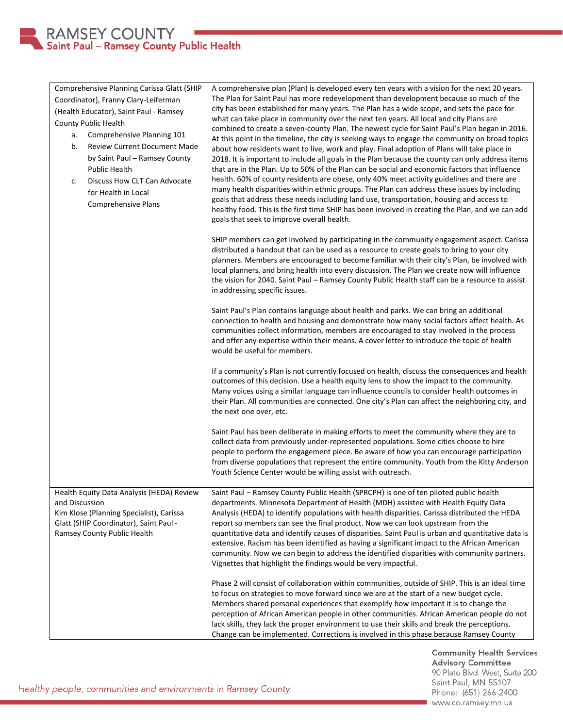| | |
|---|---|
| Comprehensive Planning Carissa Glatt (SHIP Coordinator), Franny Clary-Leiferman (Health Educator), Saint Paul - Ramsey County Public Health<br>a. Comprehensive Planning 101<br>b. Review Current Document Made by Saint Paul – Ramsey County Public Health<br>c. Discuss How CLT Can Advocate for Health in Local Comprehensive Plans | A comprehensive plan (Plan) is developed every ten years with a vision for the next 20 years. The Plan for Saint Paul has more redevelopment than development because so much of the city has been established for many years. The Plan has a wide scope, and sets the pace for what can take place in community over the next ten years. All local and city Plans are combined to create a seven-county Plan. The newest cycle for Saint Paul's Plan began in 2016. At this point in the timeline, the city is seeking ways to engage the community on broad topics about how residents want to live, work and play. Final adoption of Plans will take place in 2018. It is important to include all goals in the Plan because the county can only address items that are in the Plan. Up to 50% of the Plan can be social and economic factors that influence health. 60% of county residents are obese, only 40% meet activity guidelines and there are many health disparities within ethnic groups. The Plan can address these issues by including goals that address these needs including land use, transportation, housing and access to healthy food. This is the first time SHIP has been involved in creating the Plan, and we can add goals that seek to improve overall health.<br><br>SHIP members can get involved by participating in the community engagement aspect. Carissa distributed a handout that can be used as a resource to create goals to bring to your city planners. Members are encouraged to become familiar with their city's Plan, be involved with local planners, and bring health into every discussion. The Plan we create now will influence the vision for 2040. Saint Paul – Ramsey County Public Health staff can be a resource to assist in addressing specific issues.<br><br>Saint Paul's Plan contains language about health and parks. We can bring an additional connection to health and housing and demonstrate how many social factors affect health. As communities collect information, members are encouraged to stay involved in the process and offer any expertise within their means. A cover letter to introduce the topic of health would be useful for members.<br><br>If a community's Plan is not currently focused on health, discuss the consequences and health outcomes of this decision. Use a health equity lens to show the impact to the community. Many voices using a similar language can influence councils to consider health outcomes in their Plan. All communities are connected. One city's Plan can affect the neighboring city, and the next one over, etc.<br><br>Saint Paul has been deliberate in making efforts to meet the community where they are to collect data from previously under-represented populations. Some cities choose to hire people to perform the engagement piece. Be aware of how you can encourage participation from diverse populations that represent the entire community. Youth from the Kitty Anderson Youth Science Center would be willing assist with outreach. |
| Health Equity Data Analysis (HEDA) Review and Discussion<br>Kim Klose (Planning Specialist), Carissa Glatt (SHIP Coordinator), Saint Paul - Ramsey County Public Health | Saint Paul – Ramsey County Public Health (SPRCPH) is one of ten piloted public health departments. Minnesota Department of Health (MDH) assisted with Health Equity Data Analysis (HEDA) to identify populations with health disparities. Carissa distributed the HEDA report so members can see the final product. Now we can look upstream from the quantitative data and identify causes of disparities. Saint Paul is urban and quantitative data is extensive. Racism has been identified as having a significant impact to the African American community. Now we can begin to address the identified disparities with community partners. Vignettes that highlight the findings would be very impactful.<br><br>Phase 2 will consist of collaboration within communities, outside of SHIP. This is an ideal time to focus on strategies to move forward since we are at the start of a new budget cycle. Members shared personal experiences that exemplify how important it is to change the perception of African American people in other communities. African American people do not lack skills, they lack the proper environment to use their skills and break the perceptions. Change can be implemented. Corrections is involved in this phase because Ramsey County |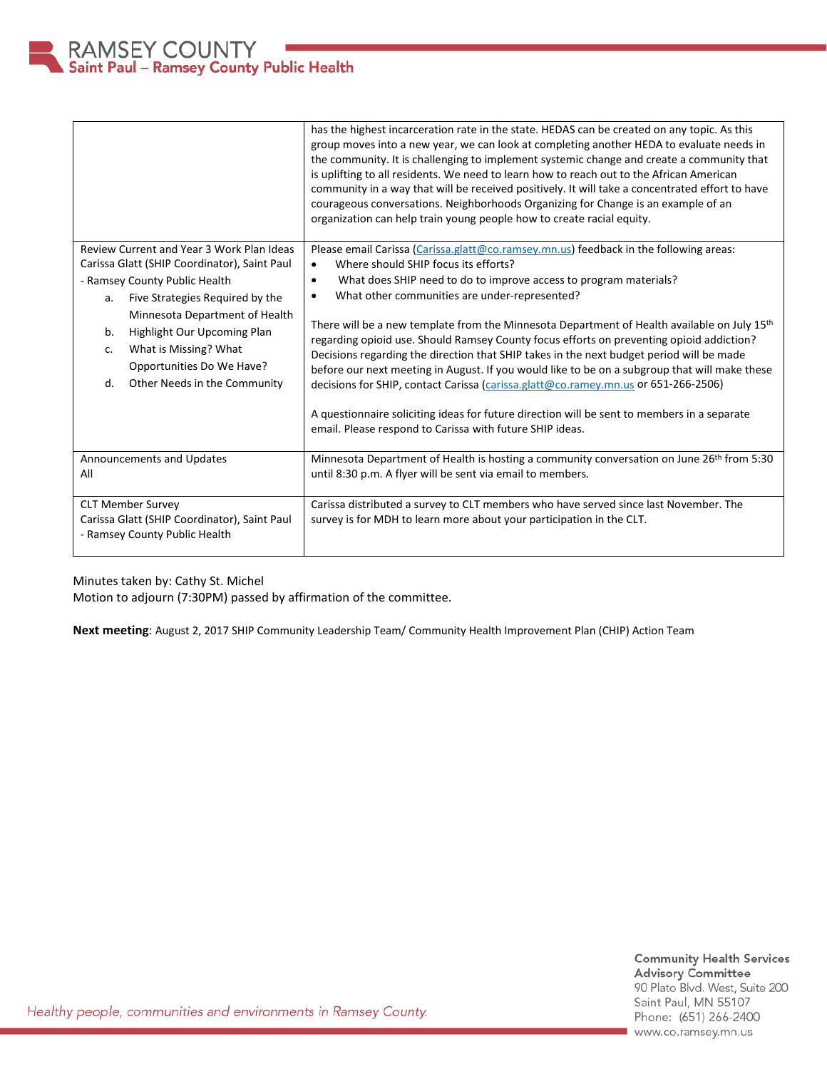| | |
|---|---|
| | has the highest incarceration rate in the state. HEDAS can be created on any topic. As this group moves into a new year, we can look at completing another HEDA to evaluate needs in the community. It is challenging to implement systemic change and create a community that is uplifting to all residents. We need to learn how to reach out to the African American community in a way that will be received positively. It will take a concentrated effort to have courageous conversations. Neighborhoods Organizing for Change is an example of an organization can help train young people how to create racial equity. |
| Review Current and Year 3 Work Plan Ideas Carissa Glatt (SHIP Coordinator), Saint Paul - Ramsey County Public Health<br>a. Five Strategies Required by the Minnesota Department of Health<br>b. Highlight Our Upcoming Plan<br>c. What is Missing? What Opportunities Do We Have?<br>d. Other Needs in the Community | Please email Carissa (Carissa.glatt@co.ramsey.mn.us) feedback in the following areas:<br>• Where should SHIP focus its efforts?<br>• What does SHIP need to do to improve access to program materials?<br>• What other communities are under-represented?<br><br>There will be a new template from the Minnesota Department of Health available on July 15th regarding opioid use. Should Ramsey County focus efforts on preventing opioid addiction? Decisions regarding the direction that SHIP takes in the next budget period will be made before our next meeting in August. If you would like to be on a subgroup that will make these decisions for SHIP, contact Carissa (carissa.glatt@co.ramey.mn.us or 651-266-2506)<br><br>A questionnaire soliciting ideas for future direction will be sent to members in a separate email. Please respond to Carissa with future SHIP ideas. |
| Announcements and Updates<br>All | Minnesota Department of Health is hosting a community conversation on June 26th from 5:30 until 8:30 p.m. A flyer will be sent via email to members. |
| CLT Member Survey<br>Carissa Glatt (SHIP Coordinator), Saint Paul - Ramsey County Public Health | Carissa distributed a survey to CLT members who have served since last November. The survey is for MDH to learn more about your participation in the CLT. |

Minutes taken by: Cathy St. Michel
Motion to adjourn (7:30PM) passed by affirmation of the committee.

**Next meeting**: August 2, 2017 SHIP Community Leadership Team/ Community Health Improvement Plan (CHIP) Action Team